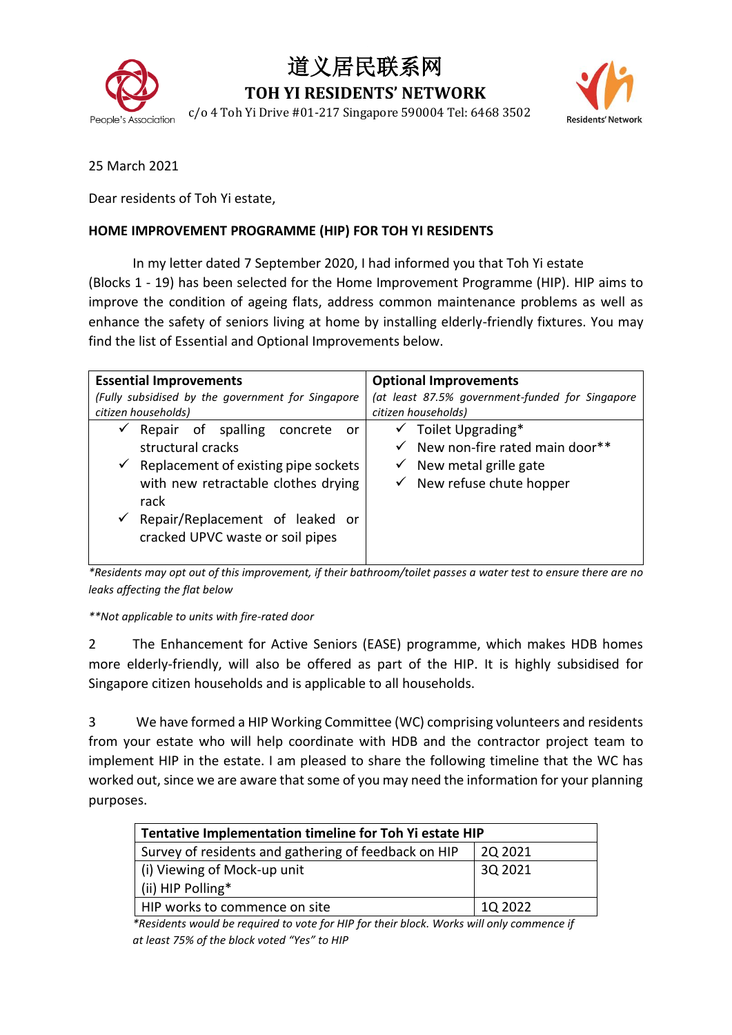# 道义居民联系网

## TOH YI RESIDENTS' NETWORK

c/o 4 Toh Yi Drive #01-217 Singapore 590004 Tel: 6468 3502

25 March 2021

Dear residents of Toh Yi estate,

**HOME IMPROVEMENT PROGRAMME (HIP) FOR TOH YI RESIDENTS**

In my letter dated 7 September 2020, I had informed you that Toh Yi estate (Blocks 1 - 19) has been selected for the Home Improvement Programme (HIP). HIP aims to improve the condition of ageing flats, address common maintenance problems as well as enhance the safety of seniors living at home by installing elderly-friendly fixtures. You may find the list of Essential and Optional Improvements below.

| **Essential Improvements** *(Fully subsidised by the government for Singapore citizen households)* | **Optional Improvements** *(at least 87.5% government-funded for Singapore citizen households)* |
|---|---|
| ✓ Repair of spalling concrete or structural cracks<br>✓ Replacement of existing pipe sockets with new retractable clothes drying rack<br>✓ Repair/Replacement of leaked or cracked UPVC waste or soil pipes | ✓ Toilet Upgrading*<br>✓ New non-fire rated main door**<br>✓ New metal grille gate<br>✓ New refuse chute hopper |

*\*Residents may opt out of this improvement, if their bathroom/toilet passes a water test to ensure there are no leaks affecting the flat below*

*\*\*Not applicable to units with fire-rated door*

2 The Enhancement for Active Seniors (EASE) programme, which makes HDB homes more elderly-friendly, will also be offered as part of the HIP. It is highly subsidised for Singapore citizen households and is applicable to all households.

3 We have formed a HIP Working Committee (WC) comprising volunteers and residents from your estate who will help coordinate with HDB and the contractor project team to implement HIP in the estate. I am pleased to share the following timeline that the WC has worked out, since we are aware that some of you may need the information for your planning purposes.

| **Tentative Implementation timeline for Toh Yi estate HIP** | |
|---|---|
| Survey of residents and gathering of feedback on HIP | 2Q 2021 |
| (i) Viewing of Mock-up unit<br>(ii) HIP Polling* | 3Q 2021 |
| HIP works to commence on site | 1Q 2022 |

*\*Residents would be required to vote for HIP for their block. Works will only commence if at least 75% of the block voted "Yes" to HIP*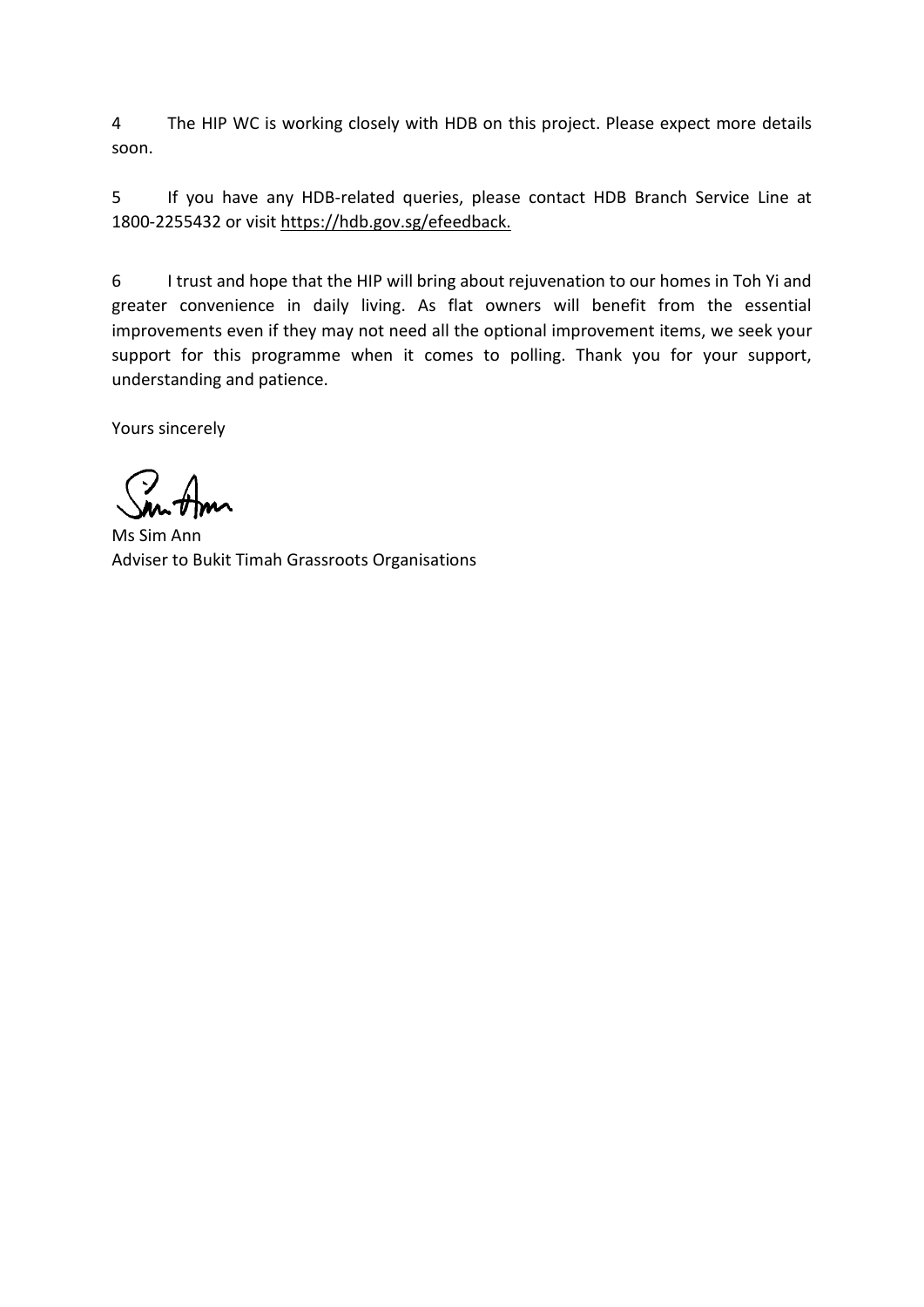4 The HIP WC is working closely with HDB on this project. Please expect more details soon.

5 If you have any HDB-related queries, please contact HDB Branch Service Line at 1800-2255432 or visit https://hdb.gov.sg/efeedback.

6 I trust and hope that the HIP will bring about rejuvenation to our homes in Toh Yi and greater convenience in daily living. As flat owners will benefit from the essential improvements even if they may not need all the optional improvement items, we seek your support for this programme when it comes to polling. Thank you for your support, understanding and patience.

Yours sincerely

Ms Sim Ann
Adviser to Bukit Timah Grassroots Organisations